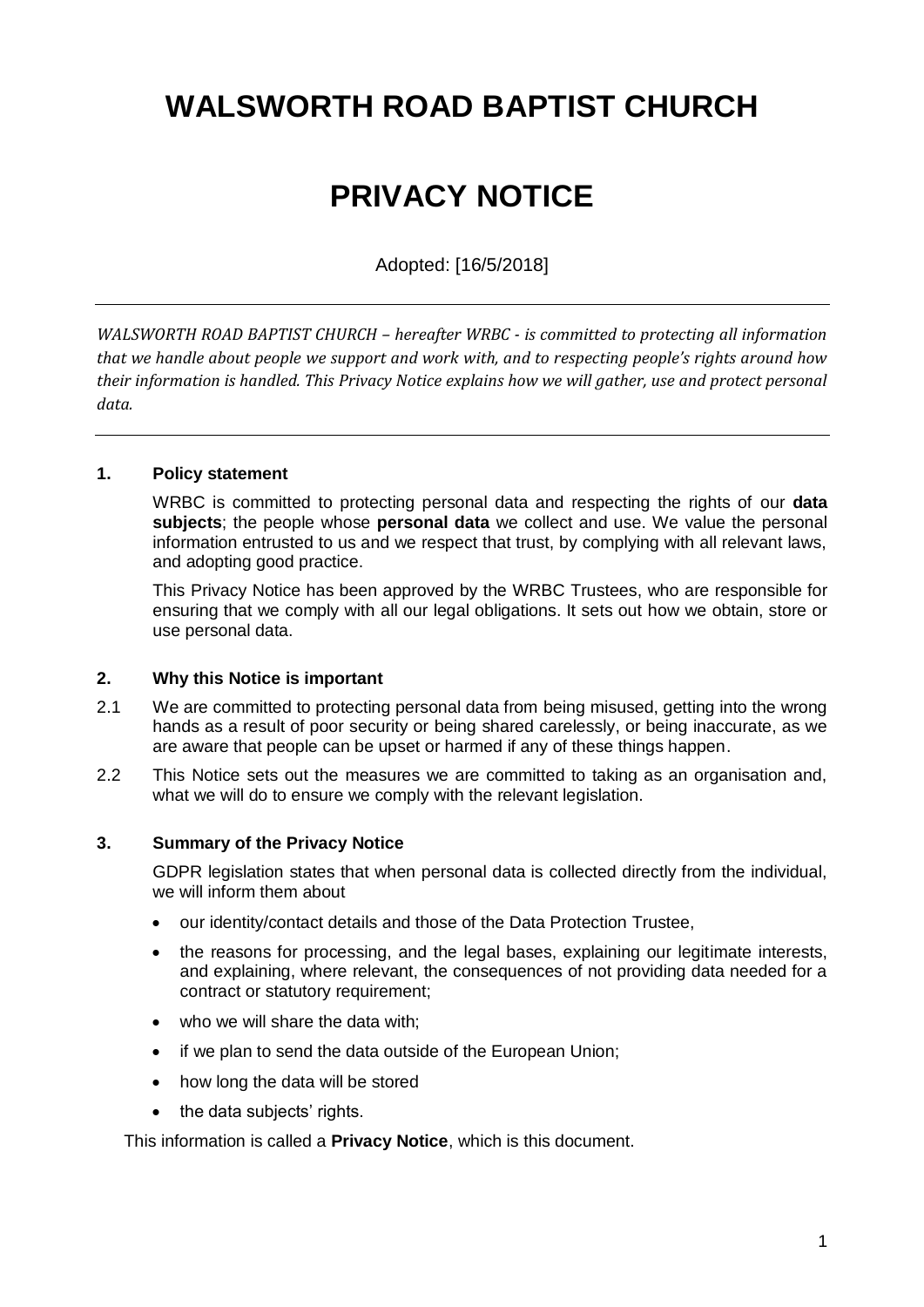# WALSWORTH ROAD BAPTIST CHURCH

# PRIVACY NOTICE

Adopted: [16/5/2018]

---

*WALSWORTH ROAD BAPTIST CHURCH – hereafter WRBC - is committed to protecting all information that we handle about people we support and work with, and to respecting people's rights around how their information is handled. This Privacy Notice explains how we will gather, use and protect personal data.*

---

### 1. Policy statement

WRBC is committed to protecting personal data and respecting the rights of our **data subjects**; the people whose **personal data** we collect and use. We value the personal information entrusted to us and we respect that trust, by complying with all relevant laws, and adopting good practice.

This Privacy Notice has been approved by the WRBC Trustees, who are responsible for ensuring that we comply with all our legal obligations. It sets out how we obtain, store or use personal data.

### 2. Why this Notice is important

2.1 We are committed to protecting personal data from being misused, getting into the wrong hands as a result of poor security or being shared carelessly, or being inaccurate, as we are aware that people can be upset or harmed if any of these things happen.

2.2 This Notice sets out the measures we are committed to taking as an organisation and, what we will do to ensure we comply with the relevant legislation.

### 3. Summary of the Privacy Notice

GDPR legislation states that when personal data is collected directly from the individual, we will inform them about

- our identity/contact details and those of the Data Protection Trustee,
- the reasons for processing, and the legal bases, explaining our legitimate interests, and explaining, where relevant, the consequences of not providing data needed for a contract or statutory requirement;
- who we will share the data with;
- if we plan to send the data outside of the European Union;
- how long the data will be stored
- the data subjects' rights.

This information is called a **Privacy Notice**, which is this document.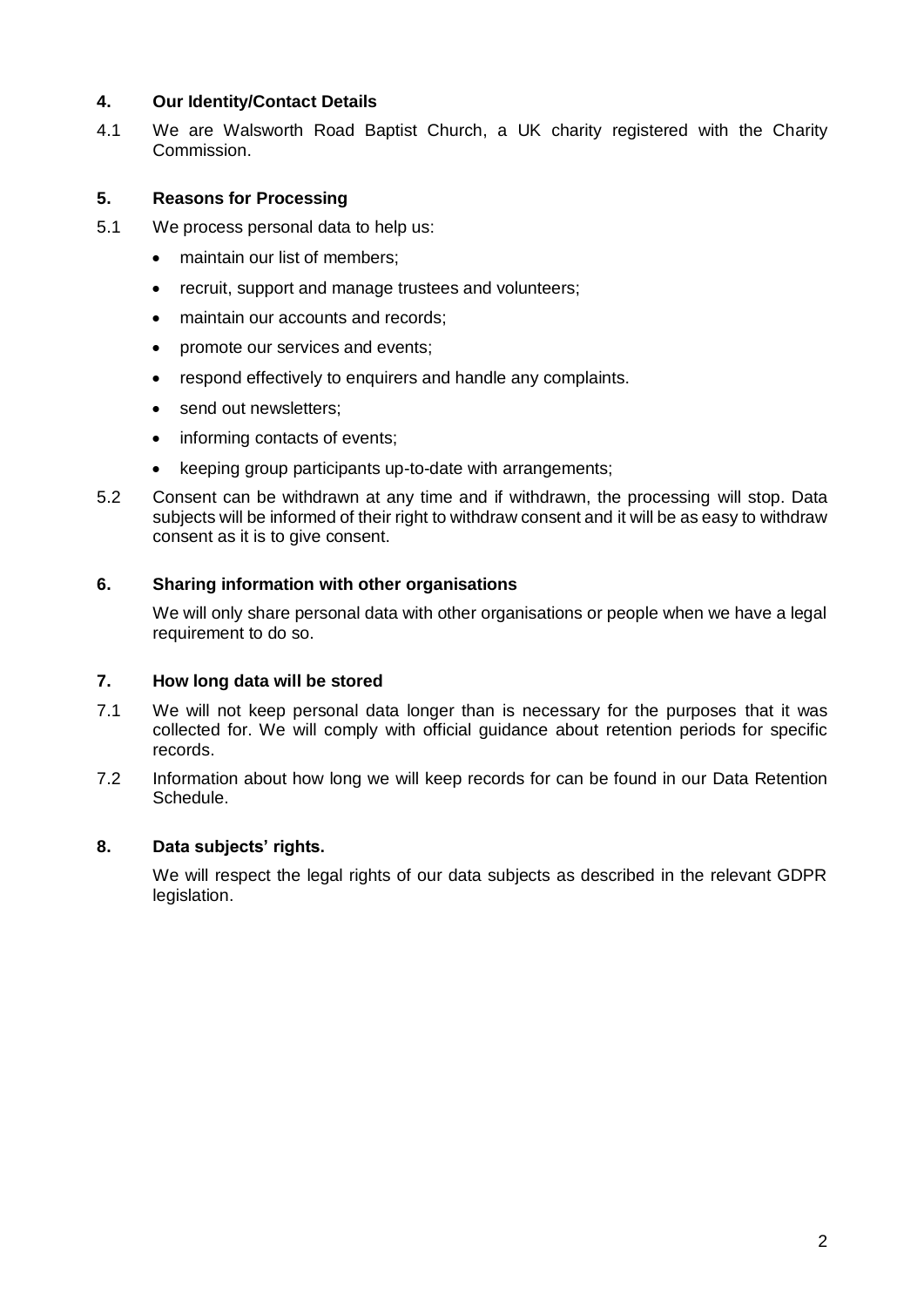## 4. Our Identity/Contact Details

4.1 We are Walsworth Road Baptist Church, a UK charity registered with the Charity Commission.

## 5. Reasons for Processing

5.1 We process personal data to help us:

- maintain our list of members;
- recruit, support and manage trustees and volunteers;
- maintain our accounts and records;
- promote our services and events;
- respond effectively to enquirers and handle any complaints.
- send out newsletters;
- informing contacts of events;
- keeping group participants up-to-date with arrangements;

5.2 Consent can be withdrawn at any time and if withdrawn, the processing will stop. Data subjects will be informed of their right to withdraw consent and it will be as easy to withdraw consent as it is to give consent.

## 6. Sharing information with other organisations

We will only share personal data with other organisations or people when we have a legal requirement to do so.

## 7. How long data will be stored

7.1 We will not keep personal data longer than is necessary for the purposes that it was collected for. We will comply with official guidance about retention periods for specific records.

7.2 Information about how long we will keep records for can be found in our Data Retention Schedule.

## 8. Data subjects' rights.

We will respect the legal rights of our data subjects as described in the relevant GDPR legislation.